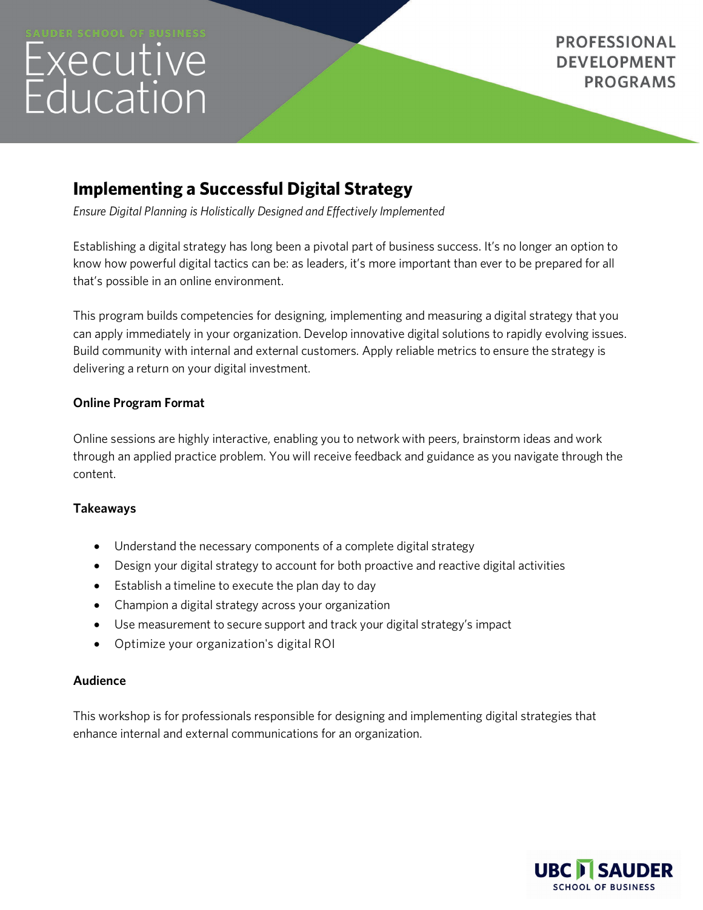SAUDER SCHOOL OF BUSINESS

Executive Education

PROFESSIONAL DEVELOPMENT PROGRAMS

# Implementing a Successful Digital Strategy

*Ensure Digital Planning is Holistically Designed and Effectively Implemented*

Establishing a digital strategy has long been a pivotal part of business success. It's no longer an option to know how powerful digital tactics can be: as leaders, it's more important than ever to be prepared for all that's possible in an online environment.

This program builds competencies for designing, implementing and measuring a digital strategy that you can apply immediately in your organization. Develop innovative digital solutions to rapidly evolving issues. Build community with internal and external customers. Apply reliable metrics to ensure the strategy is delivering a return on your digital investment.

## Online Program Format

Online sessions are highly interactive, enabling you to network with peers, brainstorm ideas and work through an applied practice problem. You will receive feedback and guidance as you navigate through the content.

## Takeaways

- Understand the necessary components of a complete digital strategy
- Design your digital strategy to account for both proactive and reactive digital activities
- Establish a timeline to execute the plan day to day
- Champion a digital strategy across your organization
- Use measurement to secure support and track your digital strategy's impact
- Optimize your organization's digital ROI

## Audience

This workshop is for professionals responsible for designing and implementing digital strategies that enhance internal and external communications for an organization.

UBC SAUDER SCHOOL OF BUSINESS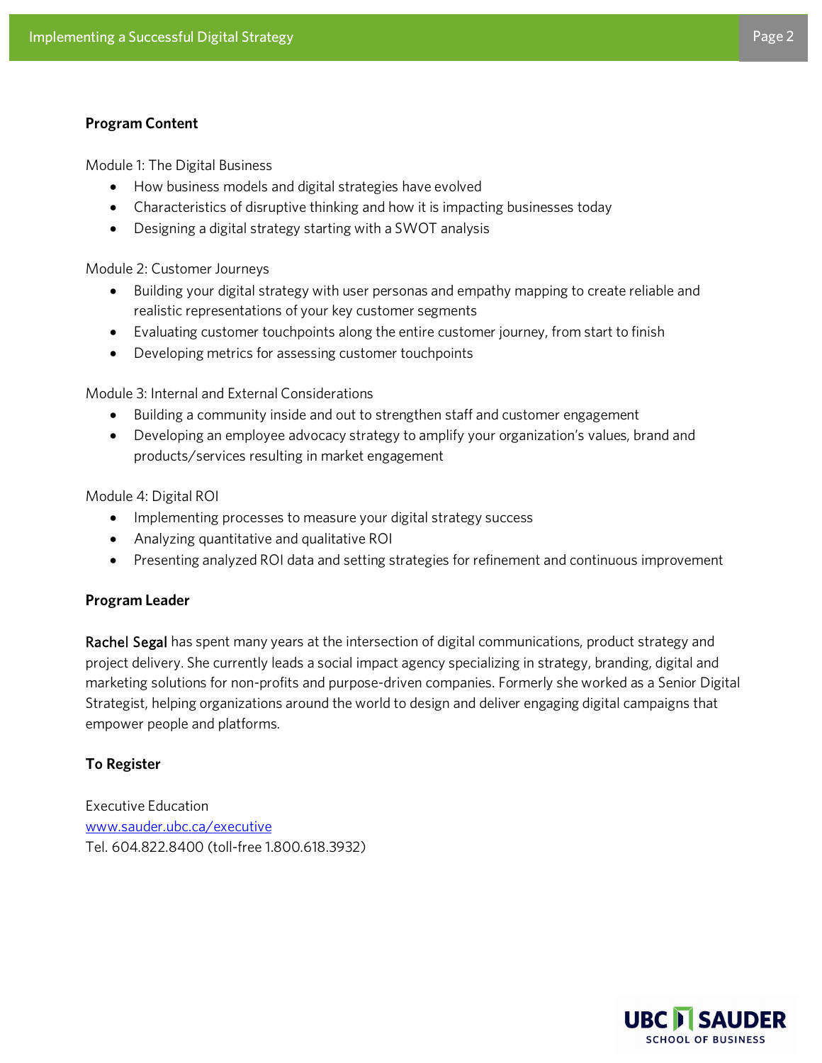**Program Content**

Module 1: The Digital Business

- How business models and digital strategies have evolved
- Characteristics of disruptive thinking and how it is impacting businesses today
- Designing a digital strategy starting with a SWOT analysis

Module 2: Customer Journeys

- Building your digital strategy with user personas and empathy mapping to create reliable and realistic representations of your key customer segments
- Evaluating customer touchpoints along the entire customer journey, from start to finish
- Developing metrics for assessing customer touchpoints

Module 3: Internal and External Considerations

- Building a community inside and out to strengthen staff and customer engagement
- Developing an employee advocacy strategy to amplify your organization's values, brand and products/services resulting in market engagement

Module 4: Digital ROI

- Implementing processes to measure your digital strategy success
- Analyzing quantitative and qualitative ROI
- Presenting analyzed ROI data and setting strategies for refinement and continuous improvement

**Program Leader**

Rachel Segal has spent many years at the intersection of digital communications, product strategy and project delivery. She currently leads a social impact agency specializing in strategy, branding, digital and marketing solutions for non-profits and purpose-driven companies. Formerly she worked as a Senior Digital Strategist, helping organizations around the world to design and deliver engaging digital campaigns that empower people and platforms.

**To Register**

Executive Education
[www.sauder.ubc.ca/executive](http://www.sauder.ubc.ca/executive)
Tel. 604.822.8400 (toll-free 1.800.618.3932)

UBC SAUDER SCHOOL OF BUSINESS